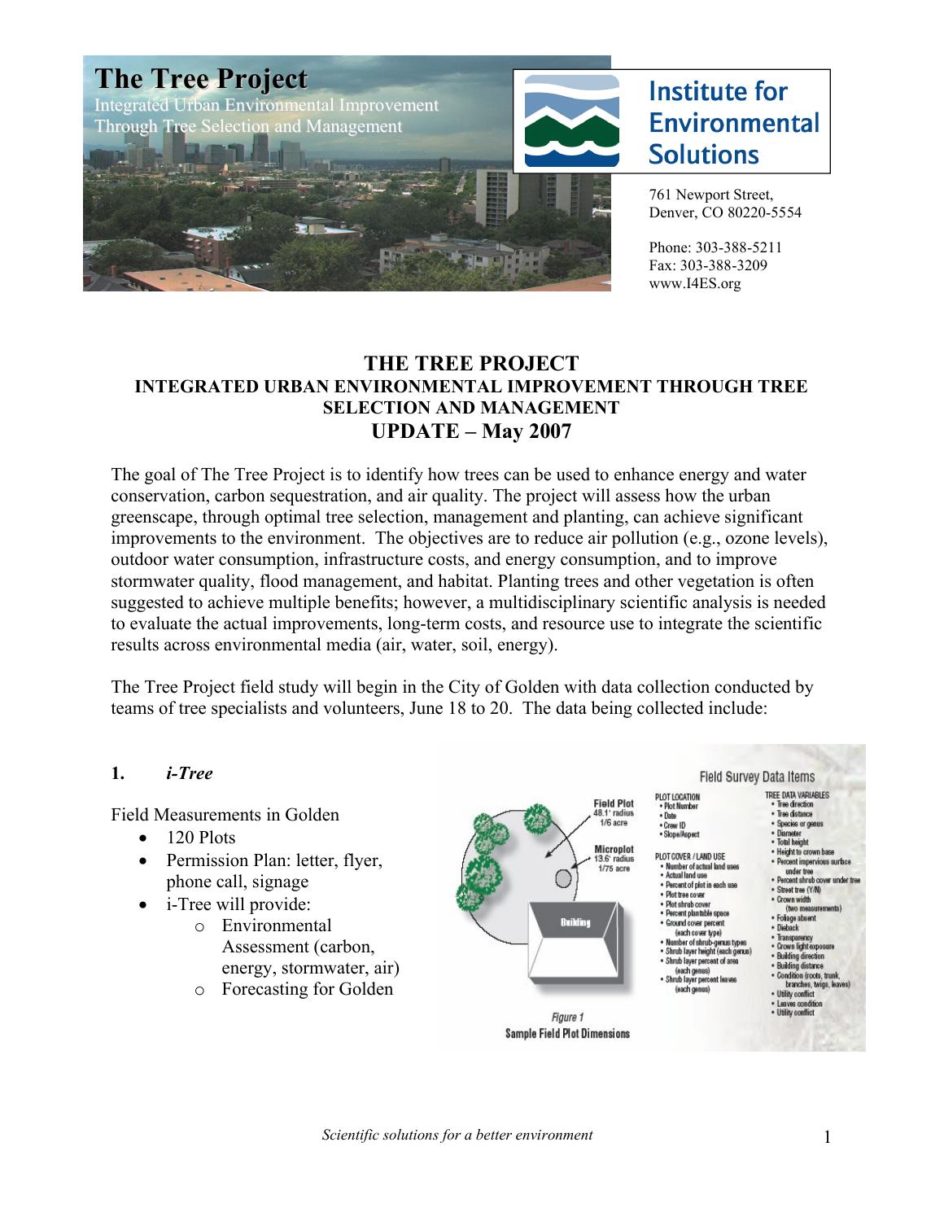# The Tree Project

Integrated Urban Environmental Improvement Through Tree Selection and Management

**Institute for Environmental Solutions**

761 Newport Street,
Denver, CO 80220-5554

Phone: 303-388-5211
Fax: 303-388-3209
www.I4ES.org

## THE TREE PROJECT

### INTEGRATED URBAN ENVIRONMENTAL IMPROVEMENT THROUGH TREE SELECTION AND MANAGEMENT

## UPDATE – May 2007

The goal of The Tree Project is to identify how trees can be used to enhance energy and water conservation, carbon sequestration, and air quality. The project will assess how the urban greenscape, through optimal tree selection, management and planting, can achieve significant improvements to the environment. The objectives are to reduce air pollution (e.g., ozone levels), outdoor water consumption, infrastructure costs, and energy consumption, and to improve stormwater quality, flood management, and habitat. Planting trees and other vegetation is often suggested to achieve multiple benefits; however, a multidisciplinary scientific analysis is needed to evaluate the actual improvements, long-term costs, and resource use to integrate the scientific results across environmental media (air, water, soil, energy).

The Tree Project field study will begin in the City of Golden with data collection conducted by teams of tree specialists and volunteers, June 18 to 20. The data being collected include:

**1. *i-Tree***

Field Measurements in Golden

- 120 Plots
- Permission Plan: letter, flyer, phone call, signage
- i-Tree will provide:
  - Environmental Assessment (carbon, energy, stormwater, air)
  - Forecasting for Golden

Field Survey Data Items

Field Plot
48.1' radius
1/6 acre

Microplot
13.6' radius
1/75 acre

Building

PLOT LOCATION
- Plot Number
- Date
- Crew ID
- Slope/Aspect

PLOT COVER / LAND USE
- Number of actual land uses
- Actual land use
- Percent of plot in each use
- Plot tree cover
- Plot shrub cover
- Percent plantable space
- Ground cover percent (each cover type)
- Number of shrub-genus types
- Shrub layer height (each genus)
- Shrub layer percent of area (each genus)
- Shrub layer percent leaves (each genus)

TREE DATA VARIABLES
- Tree direction
- Tree distance
- Species or genus
- Diameter
- Total height
- Height to crown base
- Percent impervious surface under tree
- Percent shrub cover under tree
- Street tree (Y/N)
- Crown width (two measurements)
- Foliage absent
- Dieback
- Transparency
- Crown light exposure
- Building direction
- Building distance
- Condition (roots, trunk, branches, twigs, leaves)
- Utility conflict
- Leaves condition
- Utility conflict

*Figure 1*
Sample Field Plot Dimensions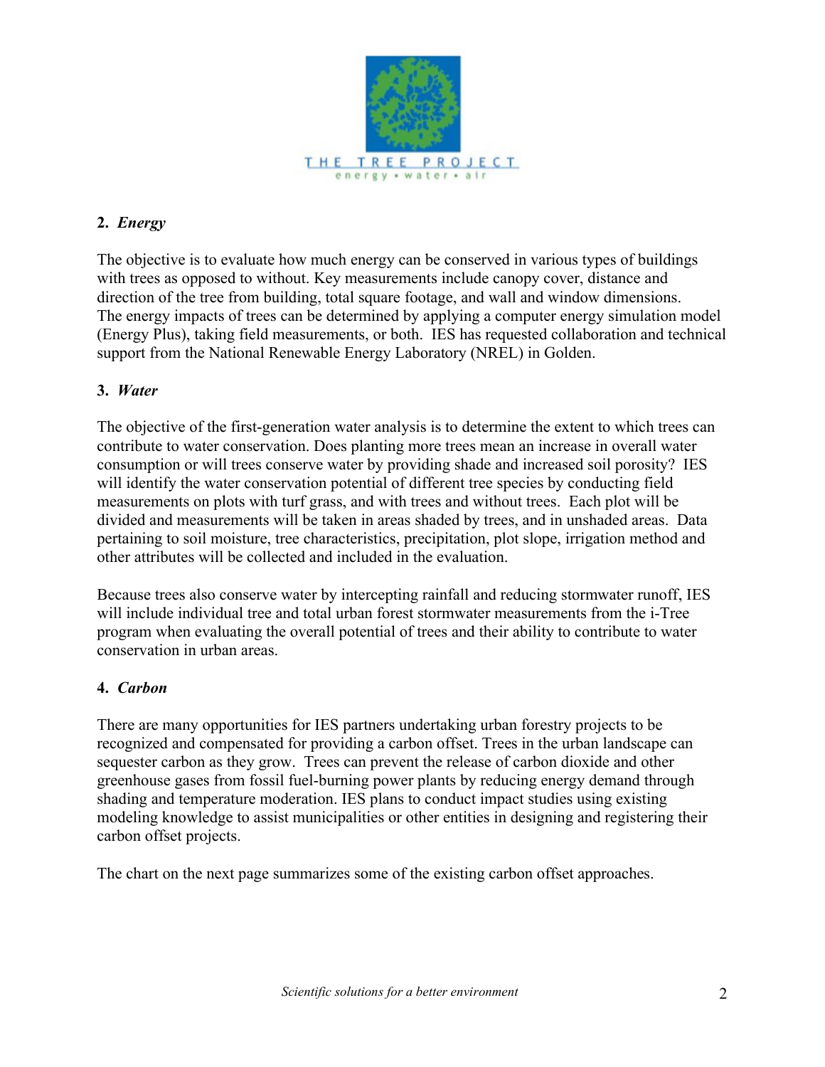## 2. *Energy*

The objective is to evaluate how much energy can be conserved in various types of buildings with trees as opposed to without. Key measurements include canopy cover, distance and direction of the tree from building, total square footage, and wall and window dimensions. The energy impacts of trees can be determined by applying a computer energy simulation model (Energy Plus), taking field measurements, or both. IES has requested collaboration and technical support from the National Renewable Energy Laboratory (NREL) in Golden.

## 3. *Water*

The objective of the first-generation water analysis is to determine the extent to which trees can contribute to water conservation. Does planting more trees mean an increase in overall water consumption or will trees conserve water by providing shade and increased soil porosity? IES will identify the water conservation potential of different tree species by conducting field measurements on plots with turf grass, and with trees and without trees. Each plot will be divided and measurements will be taken in areas shaded by trees, and in unshaded areas. Data pertaining to soil moisture, tree characteristics, precipitation, plot slope, irrigation method and other attributes will be collected and included in the evaluation.

Because trees also conserve water by intercepting rainfall and reducing stormwater runoff, IES will include individual tree and total urban forest stormwater measurements from the i-Tree program when evaluating the overall potential of trees and their ability to contribute to water conservation in urban areas.

## 4. *Carbon*

There are many opportunities for IES partners undertaking urban forestry projects to be recognized and compensated for providing a carbon offset. Trees in the urban landscape can sequester carbon as they grow. Trees can prevent the release of carbon dioxide and other greenhouse gases from fossil fuel-burning power plants by reducing energy demand through shading and temperature moderation. IES plans to conduct impact studies using existing modeling knowledge to assist municipalities or other entities in designing and registering their carbon offset projects.

The chart on the next page summarizes some of the existing carbon offset approaches.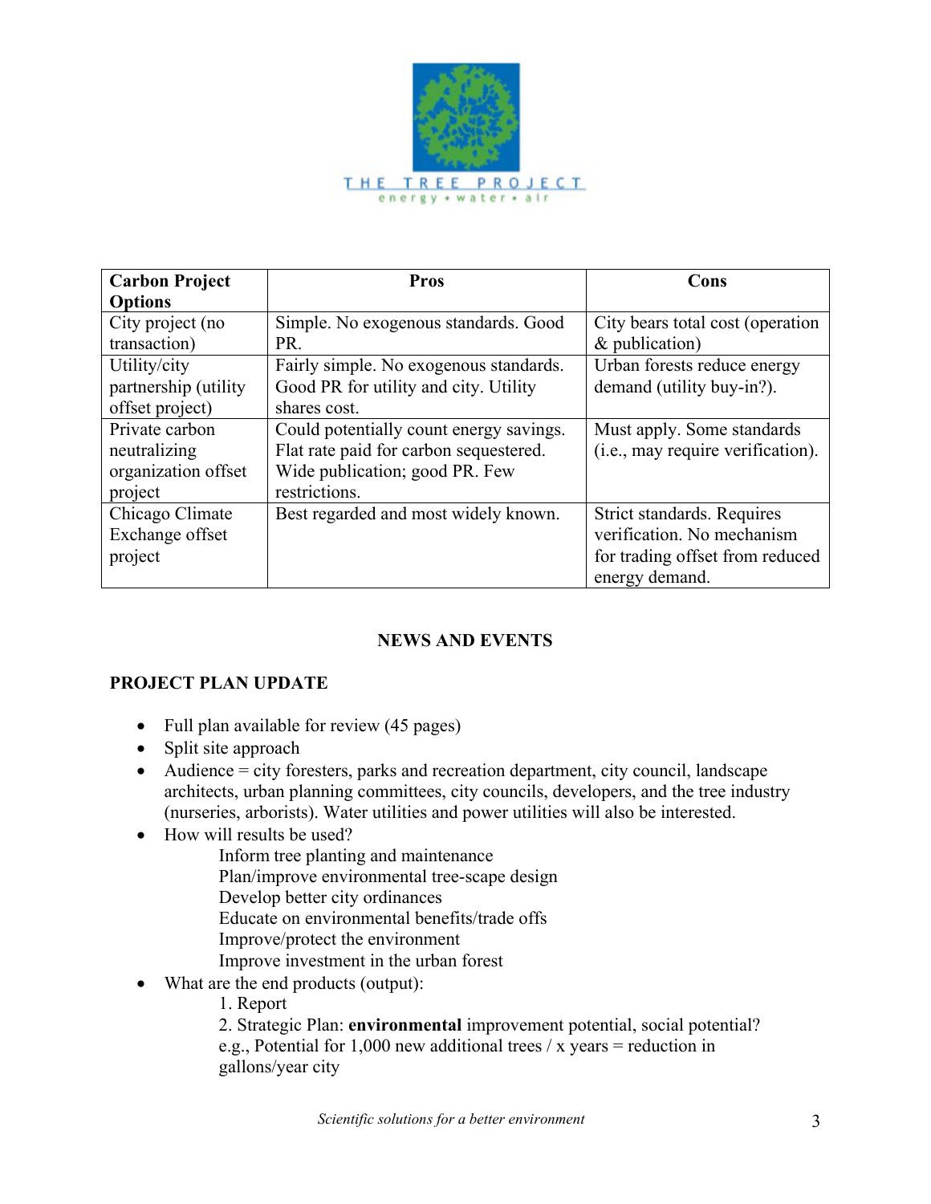| Carbon Project Options | Pros | Cons |
| --- | --- | --- |
| City project (no transaction) | Simple. No exogenous standards. Good PR. | City bears total cost (operation & publication) |
| Utility/city partnership (utility offset project) | Fairly simple. No exogenous standards. Good PR for utility and city. Utility shares cost. | Urban forests reduce energy demand (utility buy-in?). |
| Private carbon neutralizing organization offset project | Could potentially count energy savings. Flat rate paid for carbon sequestered. Wide publication; good PR. Few restrictions. | Must apply. Some standards (i.e., may require verification). |
| Chicago Climate Exchange offset project | Best regarded and most widely known. | Strict standards. Requires verification. No mechanism for trading offset from reduced energy demand. |

## NEWS AND EVENTS

### PROJECT PLAN UPDATE

- Full plan available for review (45 pages)
- Split site approach
- Audience = city foresters, parks and recreation department, city council, landscape architects, urban planning committees, city councils, developers, and the tree industry (nurseries, arborists). Water utilities and power utilities will also be interested.
- How will results be used?
  - Inform tree planting and maintenance
  - Plan/improve environmental tree-scape design
  - Develop better city ordinances
  - Educate on environmental benefits/trade offs
  - Improve/protect the environment
  - Improve investment in the urban forest
- What are the end products (output):
  1. Report
  2. Strategic Plan: **environmental** improvement potential, social potential? e.g., Potential for 1,000 new additional trees / x years = reduction in gallons/year city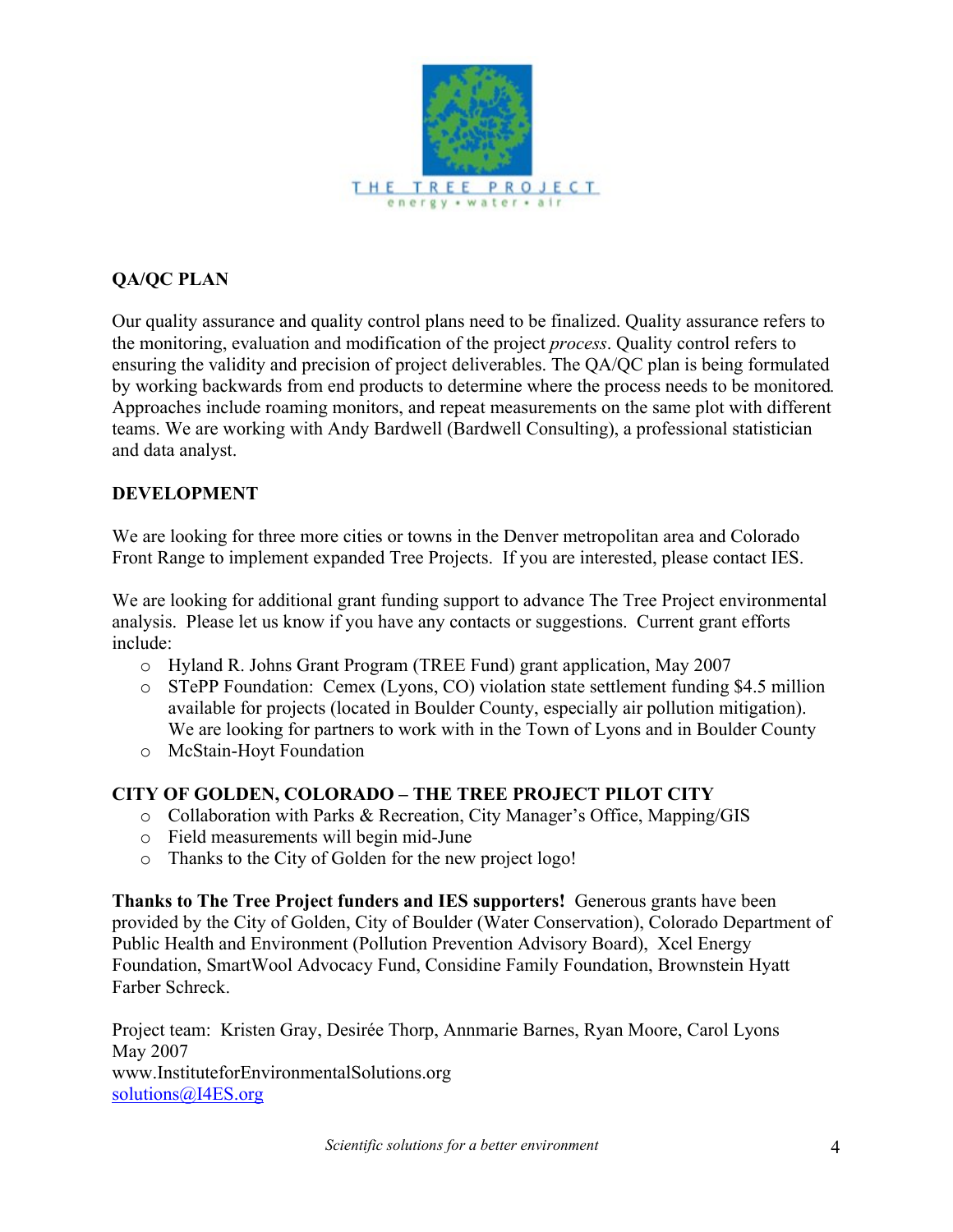THE TREE PROJECT
energy • water • air

## QA/QC PLAN

Our quality assurance and quality control plans need to be finalized. Quality assurance refers to the monitoring, evaluation and modification of the project *process*. Quality control refers to ensuring the validity and precision of project deliverables. The QA/QC plan is being formulated by working backwards from end products to determine where the process needs to be monitored. Approaches include roaming monitors, and repeat measurements on the same plot with different teams. We are working with Andy Bardwell (Bardwell Consulting), a professional statistician and data analyst.

## DEVELOPMENT

We are looking for three more cities or towns in the Denver metropolitan area and Colorado Front Range to implement expanded Tree Projects. If you are interested, please contact IES.

We are looking for additional grant funding support to advance The Tree Project environmental analysis. Please let us know if you have any contacts or suggestions. Current grant efforts include:

- Hyland R. Johns Grant Program (TREE Fund) grant application, May 2007
- STePP Foundation: Cemex (Lyons, CO) violation state settlement funding $4.5 million available for projects (located in Boulder County, especially air pollution mitigation). We are looking for partners to work with in the Town of Lyons and in Boulder County
- McStain-Hoyt Foundation

## CITY OF GOLDEN, COLORADO – THE TREE PROJECT PILOT CITY

- Collaboration with Parks & Recreation, City Manager's Office, Mapping/GIS
- Field measurements will begin mid-June
- Thanks to the City of Golden for the new project logo!

**Thanks to The Tree Project funders and IES supporters!** Generous grants have been provided by the City of Golden, City of Boulder (Water Conservation), Colorado Department of Public Health and Environment (Pollution Prevention Advisory Board), Xcel Energy Foundation, SmartWool Advocacy Fund, Considine Family Foundation, Brownstein Hyatt Farber Schreck.

Project team: Kristen Gray, Desirée Thorp, Annmarie Barnes, Ryan Moore, Carol Lyons
May 2007
www.InstituteforEnvironmentalSolutions.org
solutions@I4ES.org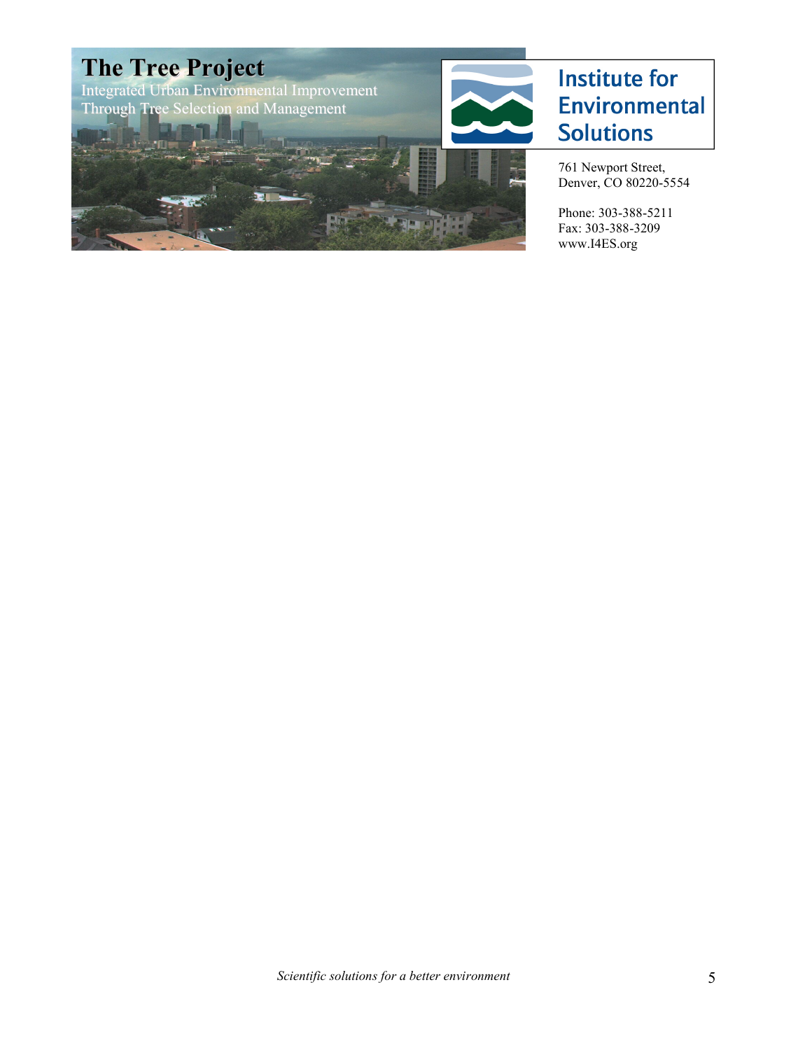# The Tree Project

Integrated Urban Environmental Improvement Through Tree Selection and Management

Institute for Environmental Solutions

761 Newport Street,
Denver, CO 80220-5554

Phone: 303-388-5211
Fax: 303-388-3209
www.I4ES.org

*Scientific solutions for a better environment*